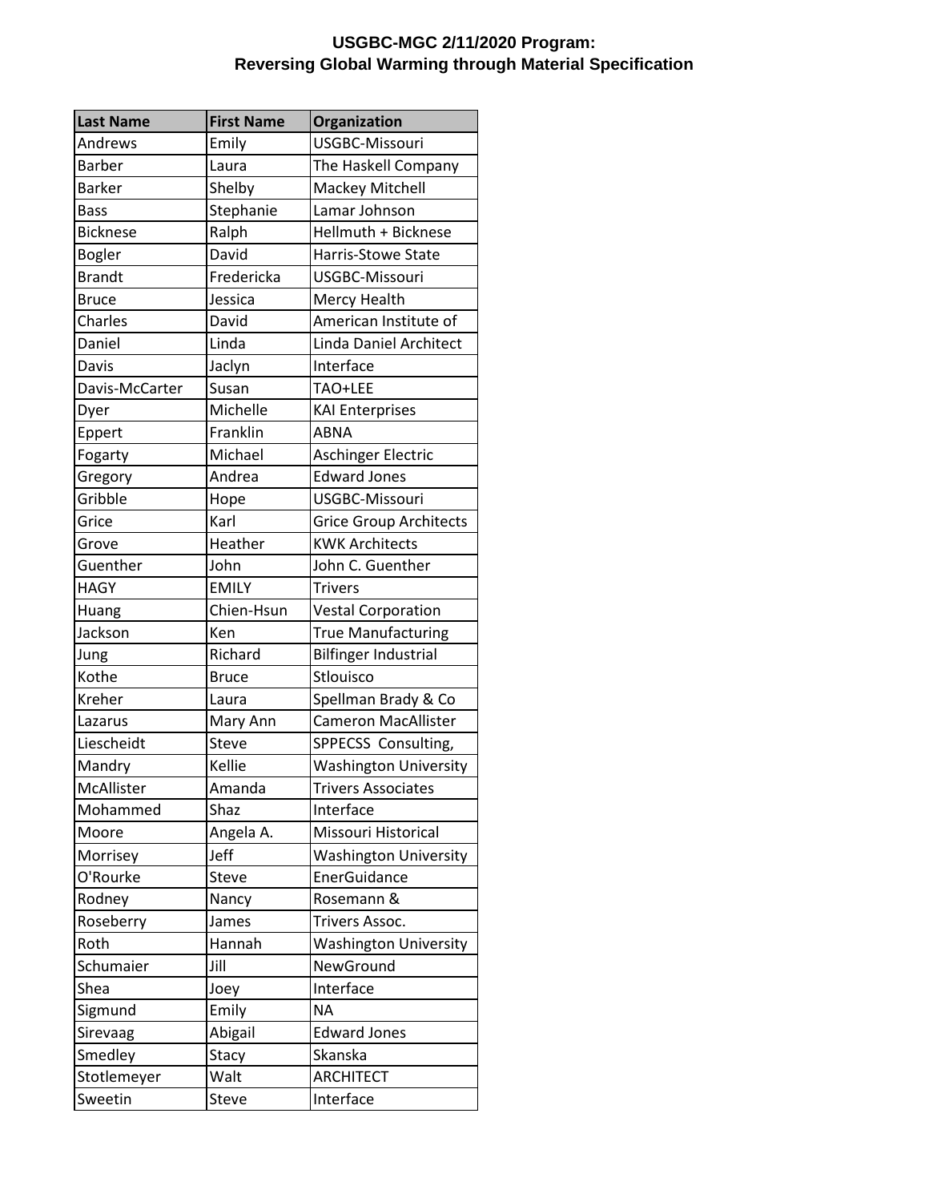**USGBC-MGC 2/11/2020 Program:**
**Reversing Global Warming through Material Specification**

| Last Name | First Name | Organization |
|---|---|---|
| Andrews | Emily | USGBC-Missouri |
| Barber | Laura | The Haskell Company |
| Barker | Shelby | Mackey Mitchell |
| Bass | Stephanie | Lamar Johnson |
| Bicknese | Ralph | Hellmuth + Bicknese |
| Bogler | David | Harris-Stowe State |
| Brandt | Fredericka | USGBC-Missouri |
| Bruce | Jessica | Mercy Health |
| Charles | David | American Institute of |
| Daniel | Linda | Linda Daniel Architect |
| Davis | Jaclyn | Interface |
| Davis-McCarter | Susan | TAO+LEE |
| Dyer | Michelle | KAI Enterprises |
| Eppert | Franklin | ABNA |
| Fogarty | Michael | Aschinger Electric |
| Gregory | Andrea | Edward Jones |
| Gribble | Hope | USGBC-Missouri |
| Grice | Karl | Grice Group Architects |
| Grove | Heather | KWK Architects |
| Guenther | John | John C. Guenther |
| HAGY | EMILY | Trivers |
| Huang | Chien-Hsun | Vestal Corporation |
| Jackson | Ken | True Manufacturing |
| Jung | Richard | Bilfinger Industrial |
| Kothe | Bruce | Stlouisco |
| Kreher | Laura | Spellman Brady & Co |
| Lazarus | Mary Ann | Cameron MacAllister |
| Liescheidt | Steve | SPPECSS Consulting, |
| Mandry | Kellie | Washington University |
| McAllister | Amanda | Trivers Associates |
| Mohammed | Shaz | Interface |
| Moore | Angela A. | Missouri Historical |
| Morrisey | Jeff | Washington University |
| O'Rourke | Steve | EnerGuidance |
| Rodney | Nancy | Rosemann & |
| Roseberry | James | Trivers Assoc. |
| Roth | Hannah | Washington University |
| Schumaier | Jill | NewGround |
| Shea | Joey | Interface |
| Sigmund | Emily | NA |
| Sirevaag | Abigail | Edward Jones |
| Smedley | Stacy | Skanska |
| Stotlemeyer | Walt | ARCHITECT |
| Sweetin | Steve | Interface |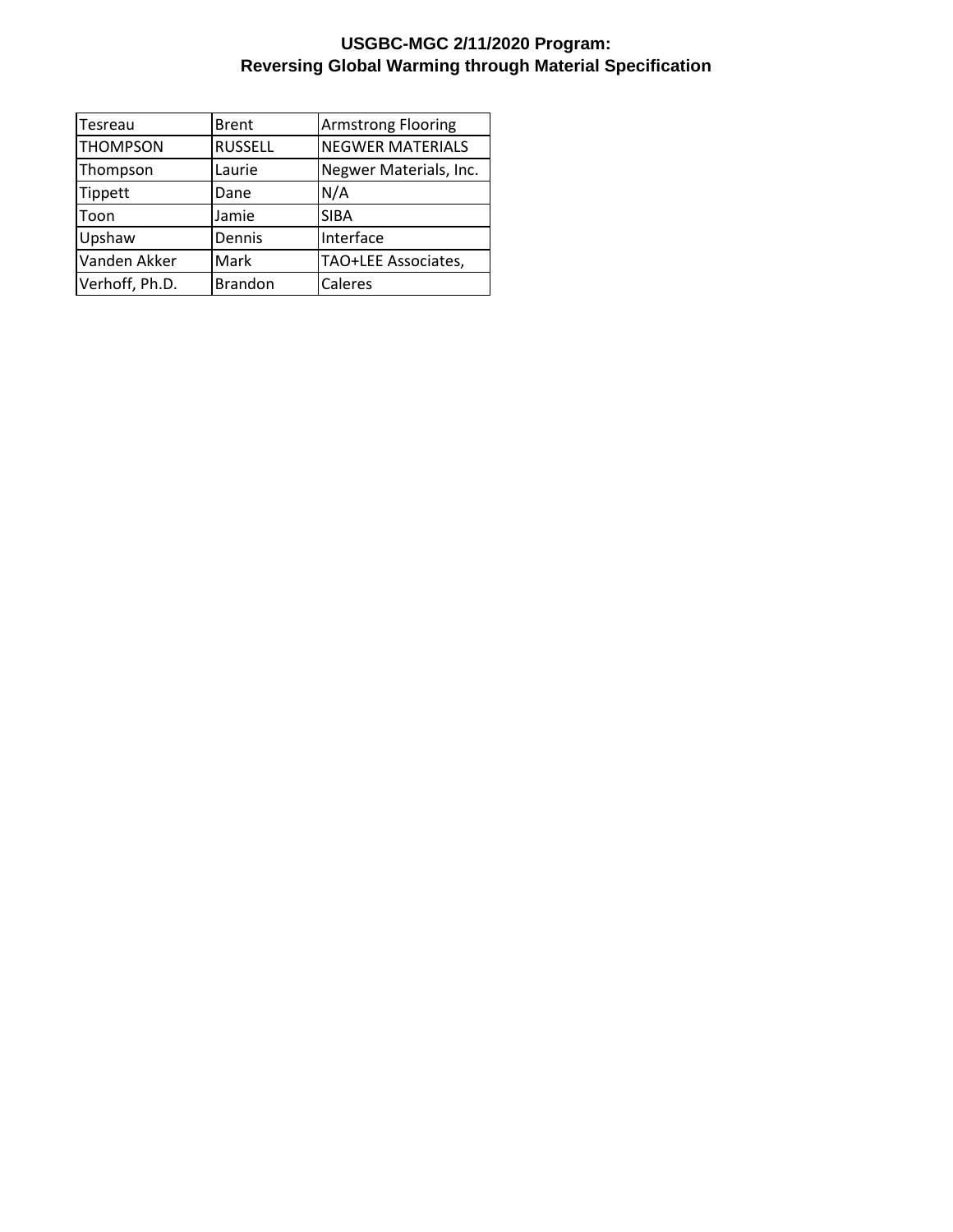**USGBC-MGC 2/11/2020 Program:**
**Reversing Global Warming through Material Specification**

| | | |
|---|---|---|
| Tesreau | Brent | Armstrong Flooring |
| THOMPSON | RUSSELL | NEGWER MATERIALS |
| Thompson | Laurie | Negwer Materials, Inc. |
| Tippett | Dane | N/A |
| Toon | Jamie | SIBA |
| Upshaw | Dennis | Interface |
| Vanden Akker | Mark | TAO+LEE Associates, |
| Verhoff, Ph.D. | Brandon | Caleres |